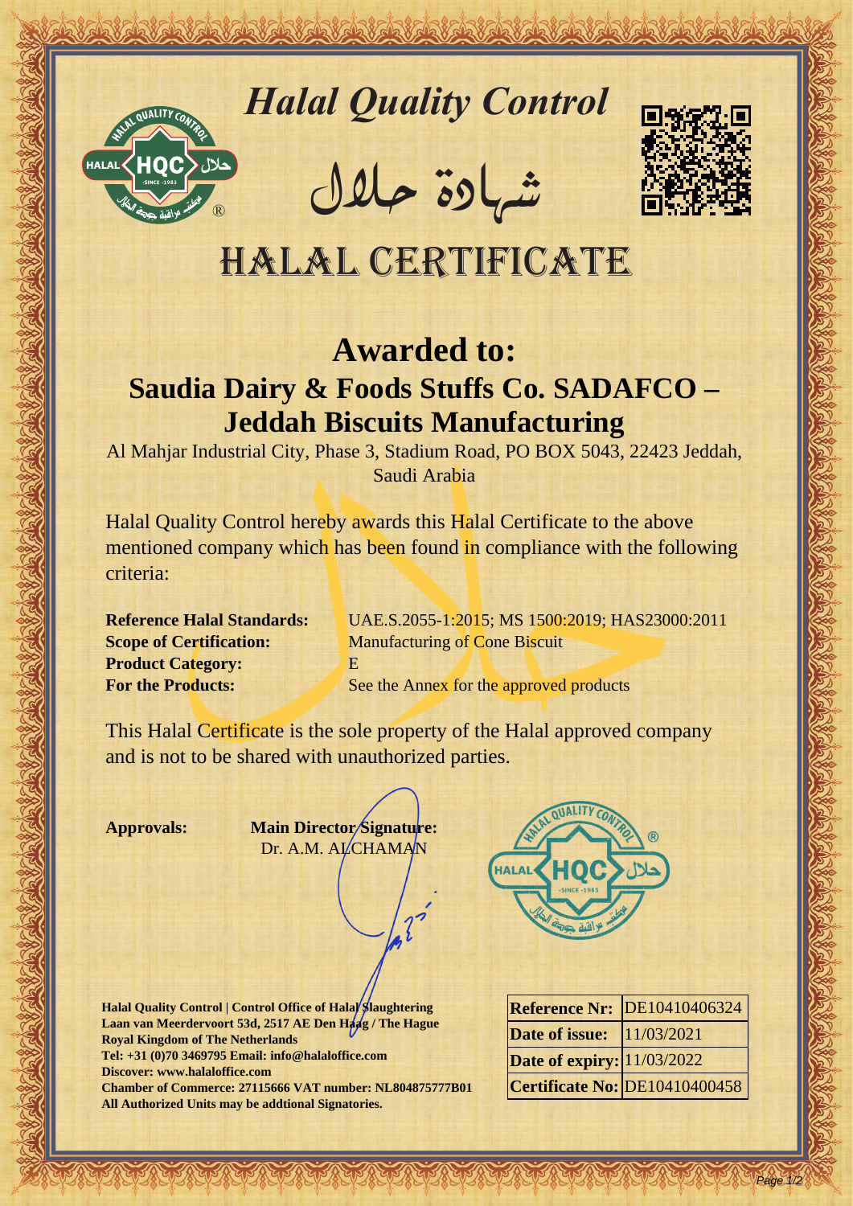# Halal Quality Control

شهادة حلال

# HALAL CERTIFICATE

## Awarded to:

## Saudia Dairy & Foods Stuffs Co. SADAFCO – Jeddah Biscuits Manufacturing

Al Mahjar Industrial City, Phase 3, Stadium Road, PO BOX 5043, 22423 Jeddah, Saudi Arabia

Halal Quality Control hereby awards this Halal Certificate to the above mentioned company which has been found in compliance with the following criteria:

**Reference Halal Standards:** UAE.S.2055-1:2015; MS 1500:2019; HAS23000:2011
**Scope of Certification:** Manufacturing of Cone Biscuit
**Product Category:** E
**For the Products:** See the Annex for the approved products

This Halal Certificate is the sole property of the Halal approved company and is not to be shared with unauthorized parties.

**Approvals:** **Main Director Signature:**
Dr. A.M. ALCHAMAN

**Halal Quality Control | Control Office of Halal Slaughtering**
**Laan van Meerdervoort 53d, 2517 AE Den Haag / The Hague**
**Royal Kingdom of The Netherlands**
**Tel: +31 (0)70 3469795 Email: info@halaloffice.com**
**Discover: www.halaloffice.com**
**Chamber of Commerce: 27115666 VAT number: NL804875777B01**
**All Authorized Units may be addtional Signatories.**

| | |
|---|---|
| **Reference Nr:** | DE10410406324 |
| **Date of issue:** | 11/03/2021 |
| **Date of expiry:** | 11/03/2022 |
| **Certificate No:** | DE10410400458 |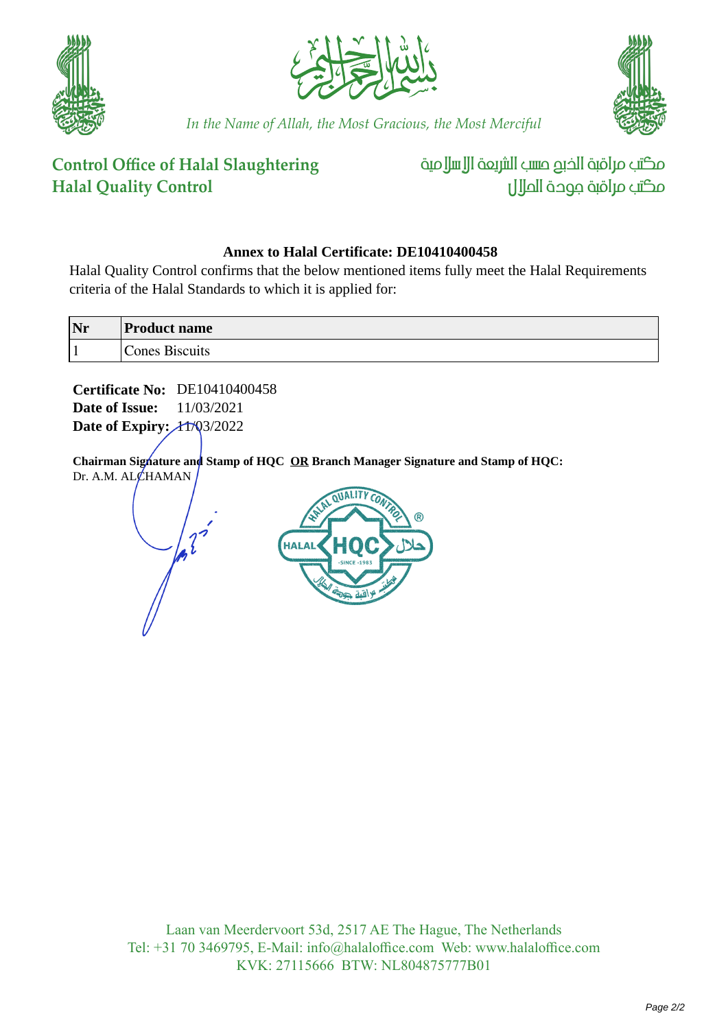In the Name of Allah, the Most Gracious, the Most Merciful

**Control Office of Halal Slaughtering**
**Halal Quality Control**

مكتب مراقبة الذبح حسب الشريعة الإسلامية
مكتب مراقبة جودة الحلال

### Annex to Halal Certificate: DE10410400458

Halal Quality Control confirms that the below mentioned items fully meet the Halal Requirements criteria of the Halal Standards to which it is applied for:

| Nr | Product name |
|---|---|
| 1 | Cones Biscuits |

**Certificate No:** DE10410400458
**Date of Issue:** 11/03/2021
**Date of Expiry:** 11/03/2022

**Chairman Signature and Stamp of HQC OR Branch Manager Signature and Stamp of HQC:**
Dr. A.M. ALCHAMAN

HALAL QUALITY CONTROL ®
HALAL HQC حلال
-SINCE -1983
مكتب مراقبة جودة الحلال

Laan van Meerdervoort 53d, 2517 AE The Hague, The Netherlands
Tel: +31 70 3469795, E-Mail: info@halaloffice.com Web: www.halaloffice.com
KVK: 27115666 BTW: NL804875777B01